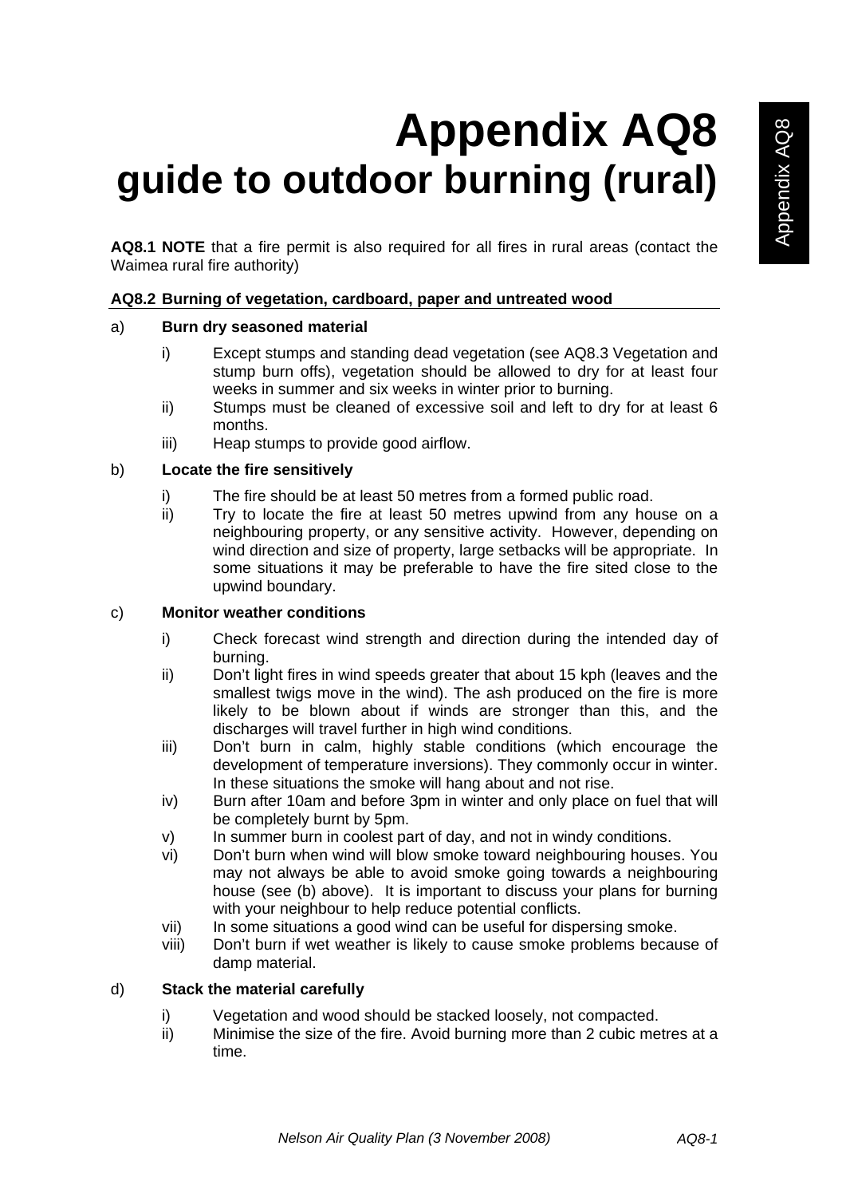# Appendix AQ8
# guide to outdoor burning (rural)

**AQ8.1 NOTE** that a fire permit is also required for all fires in rural areas (contact the Waimea rural fire authority)

## AQ8.2 Burning of vegetation, cardboard, paper and untreated wood

a) **Burn dry seasoned material**

i) Except stumps and standing dead vegetation (see AQ8.3 Vegetation and stump burn offs), vegetation should be allowed to dry for at least four weeks in summer and six weeks in winter prior to burning.

ii) Stumps must be cleaned of excessive soil and left to dry for at least 6 months.

iii) Heap stumps to provide good airflow.

b) **Locate the fire sensitively**

i) The fire should be at least 50 metres from a formed public road.

ii) Try to locate the fire at least 50 metres upwind from any house on a neighbouring property, or any sensitive activity. However, depending on wind direction and size of property, large setbacks will be appropriate. In some situations it may be preferable to have the fire sited close to the upwind boundary.

c) **Monitor weather conditions**

i) Check forecast wind strength and direction during the intended day of burning.

ii) Don't light fires in wind speeds greater that about 15 kph (leaves and the smallest twigs move in the wind). The ash produced on the fire is more likely to be blown about if winds are stronger than this, and the discharges will travel further in high wind conditions.

iii) Don't burn in calm, highly stable conditions (which encourage the development of temperature inversions). They commonly occur in winter. In these situations the smoke will hang about and not rise.

iv) Burn after 10am and before 3pm in winter and only place on fuel that will be completely burnt by 5pm.

v) In summer burn in coolest part of day, and not in windy conditions.

vi) Don't burn when wind will blow smoke toward neighbouring houses. You may not always be able to avoid smoke going towards a neighbouring house (see (b) above). It is important to discuss your plans for burning with your neighbour to help reduce potential conflicts.

vii) In some situations a good wind can be useful for dispersing smoke.

viii) Don't burn if wet weather is likely to cause smoke problems because of damp material.

d) **Stack the material carefully**

i) Vegetation and wood should be stacked loosely, not compacted.

ii) Minimise the size of the fire. Avoid burning more than 2 cubic metres at a time.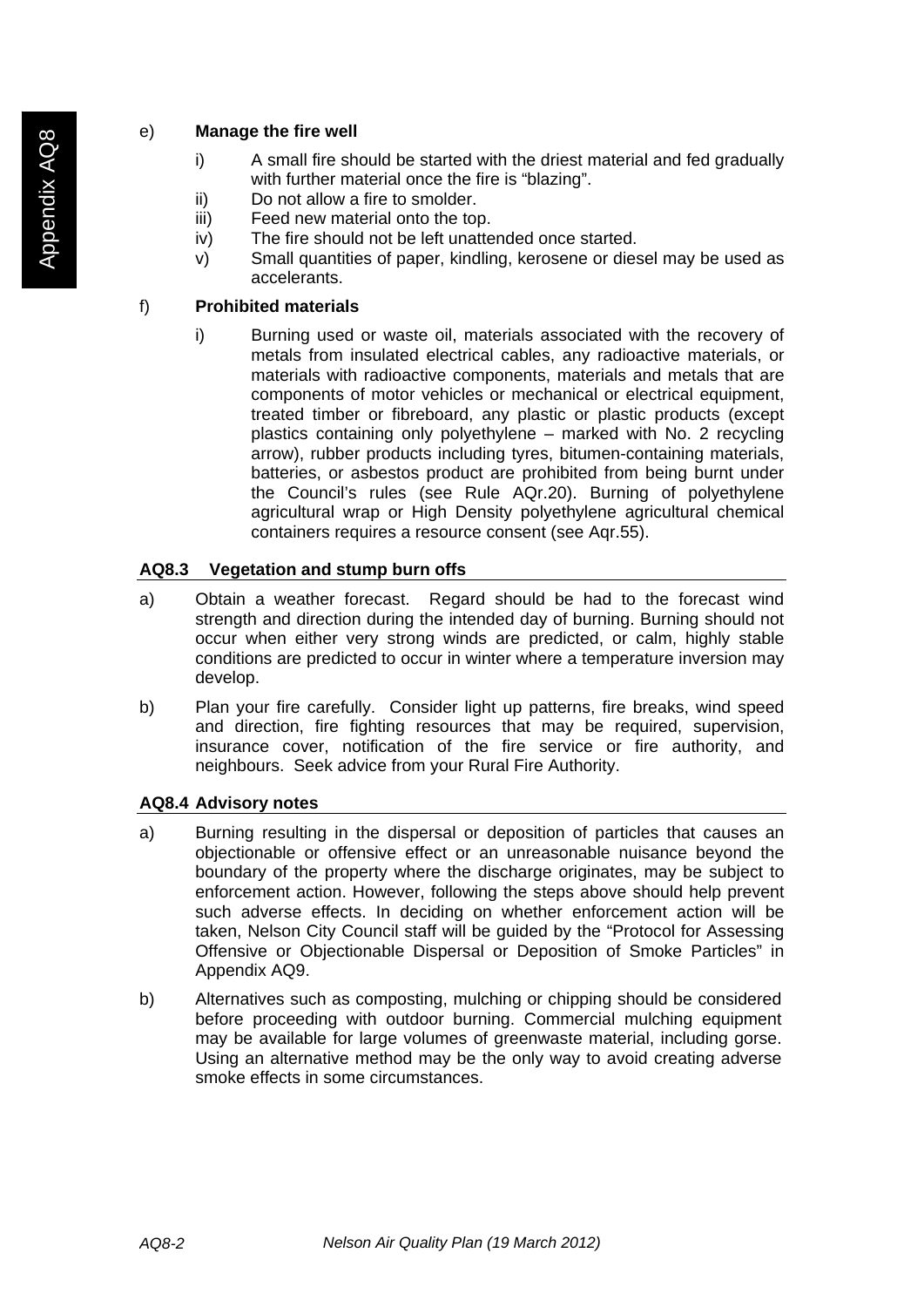e) **Manage the fire well**

   i) A small fire should be started with the driest material and fed gradually with further material once the fire is "blazing".

   ii) Do not allow a fire to smolder.

   iii) Feed new material onto the top.

   iv) The fire should not be left unattended once started.

   v) Small quantities of paper, kindling, kerosene or diesel may be used as accelerants.

f) **Prohibited materials**

   i) Burning used or waste oil, materials associated with the recovery of metals from insulated electrical cables, any radioactive materials, or materials with radioactive components, materials and metals that are components of motor vehicles or mechanical or electrical equipment, treated timber or fibreboard, any plastic or plastic products (except plastics containing only polyethylene – marked with No. 2 recycling arrow), rubber products including tyres, bitumen-containing materials, batteries, or asbestos product are prohibited from being burnt under the Council's rules (see Rule AQr.20). Burning of polyethylene agricultural wrap or High Density polyethylene agricultural chemical containers requires a resource consent (see Aqr.55).

## AQ8.3 Vegetation and stump burn offs

a) Obtain a weather forecast. Regard should be had to the forecast wind strength and direction during the intended day of burning. Burning should not occur when either very strong winds are predicted, or calm, highly stable conditions are predicted to occur in winter where a temperature inversion may develop.

b) Plan your fire carefully. Consider light up patterns, fire breaks, wind speed and direction, fire fighting resources that may be required, supervision, insurance cover, notification of the fire service or fire authority, and neighbours. Seek advice from your Rural Fire Authority.

## AQ8.4 Advisory notes

a) Burning resulting in the dispersal or deposition of particles that causes an objectionable or offensive effect or an unreasonable nuisance beyond the boundary of the property where the discharge originates, may be subject to enforcement action. However, following the steps above should help prevent such adverse effects. In deciding on whether enforcement action will be taken, Nelson City Council staff will be guided by the "Protocol for Assessing Offensive or Objectionable Dispersal or Deposition of Smoke Particles" in Appendix AQ9.

b) Alternatives such as composting, mulching or chipping should be considered before proceeding with outdoor burning. Commercial mulching equipment may be available for large volumes of greenwaste material, including gorse. Using an alternative method may be the only way to avoid creating adverse smoke effects in some circumstances.